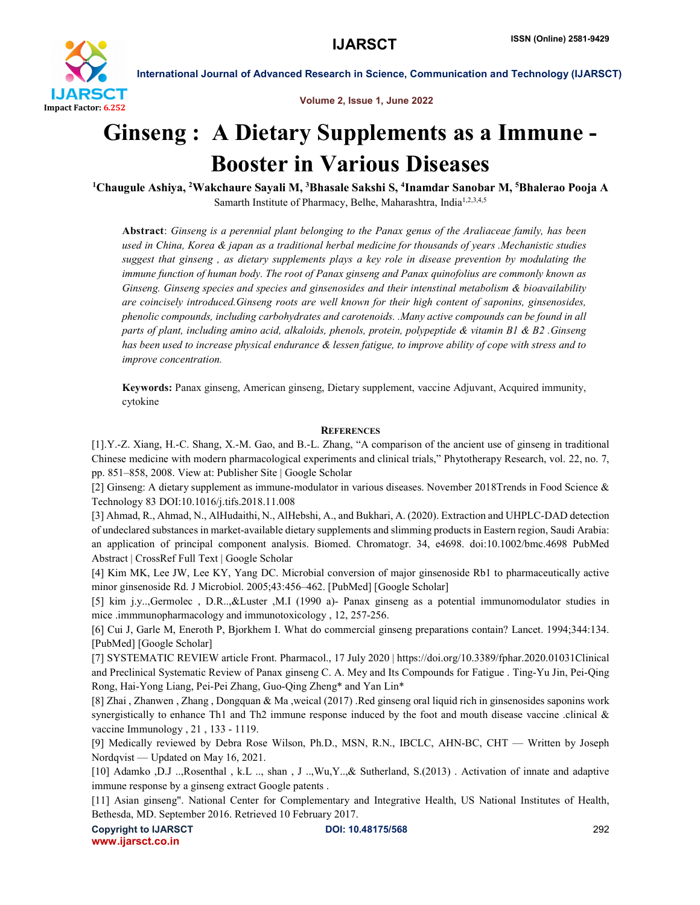# Ginseng : A Dietary Supplements as a Immune - Booster in Various Diseases

[1]Chaugule Ashiya, [2]Wakchaure Sayali M, [3]Bhasale Sakshi S, [4]Inamdar Sanobar M, [5]Bhalerao Pooja A

Samarth Institute of Pharmacy, Belhe, Maharashtra, India[1,2,3,4,5]

**Abstract**: *Ginseng is a perennial plant belonging to the Panax genus of the Araliaceae family, has been used in China, Korea & japan as a traditional herbal medicine for thousands of years .Mechanistic studies suggest that ginseng , as dietary supplements plays a key role in disease prevention by modulating the immune function of human body. The root of Panax ginseng and Panax quinofolius are commonly known as Ginseng. Ginseng species and species and ginsenosides and their intenstinal metabolism & bioavailability are coincisely introduced.Ginseng roots are well known for their high content of saponins, ginsenosides, phenolic compounds, including carbohydrates and carotenoids. .Many active compounds can be found in all parts of plant, including amino acid, alkaloids, phenols, protein, polypeptide & vitamin B1 & B2 .Ginseng has been used to increase physical endurance & lessen fatigue, to improve ability of cope with stress and to improve concentration.*

**Keywords:** Panax ginseng, American ginseng, Dietary supplement, vaccine Adjuvant, Acquired immunity, cytokine

## References

[1].Y.-Z. Xiang, H.-C. Shang, X.-M. Gao, and B.-L. Zhang, "A comparison of the ancient use of ginseng in traditional Chinese medicine with modern pharmacological experiments and clinical trials," Phytotherapy Research, vol. 22, no. 7, pp. 851–858, 2008. View at: Publisher Site | Google Scholar

[2] Ginseng: A dietary supplement as immune-modulator in various diseases. November 2018Trends in Food Science & Technology 83 DOI:10.1016/j.tifs.2018.11.008

[3] Ahmad, R., Ahmad, N., AlHudaithi, N., AlHebshi, A., and Bukhari, A. (2020). Extraction and UHPLC-DAD detection of undeclared substances in market-available dietary supplements and slimming products in Eastern region, Saudi Arabia: an application of principal component analysis. Biomed. Chromatogr. 34, e4698. doi:10.1002/bmc.4698 PubMed Abstract | CrossRef Full Text | Google Scholar

[4] Kim MK, Lee JW, Lee KY, Yang DC. Microbial conversion of major ginsenoside Rb1 to pharmaceutically active minor ginsenoside Rd. J Microbiol. 2005;43:456–462. [PubMed] [Google Scholar]

[5] kim j.y..,Germolec , D.R..,&Luster ,M.I (1990 a)- Panax ginseng as a potential immunomodulator studies in mice .immmunopharmacology and immunotoxicology , 12, 257-256.

[6] Cui J, Garle M, Eneroth P, Bjorkhem I. What do commercial ginseng preparations contain? Lancet. 1994;344:134. [PubMed] [Google Scholar]

[7] SYSTEMATIC REVIEW article Front. Pharmacol., 17 July 2020 | https://doi.org/10.3389/fphar.2020.01031Clinical and Preclinical Systematic Review of Panax ginseng C. A. Mey and Its Compounds for Fatigue . Ting-Yu Jin, Pei-Qing Rong, Hai-Yong Liang, Pei-Pei Zhang, Guo-Qing Zheng* and Yan Lin*

[8] Zhai , Zhanwen , Zhang , Dongquan & Ma ,weical (2017) .Red ginseng oral liquid rich in ginsenosides saponins work synergistically to enhance Th1 and Th2 immune response induced by the foot and mouth disease vaccine .clinical & vaccine Immunology , 21 , 133 - 1119.

[9] Medically reviewed by Debra Rose Wilson, Ph.D., MSN, R.N., IBCLC, AHN-BC, CHT — Written by Joseph Nordqvist — Updated on May 16, 2021.

[10] Adamko ,D.J ..,Rosenthal , k.L .., shan , J ..,Wu,Y..,& Sutherland, S.(2013) . Activation of innate and adaptive immune response by a ginseng extract Google patents .

[11] Asian ginseng". National Center for Complementary and Integrative Health, US National Institutes of Health, Bethesda, MD. September 2016. Retrieved 10 February 2017.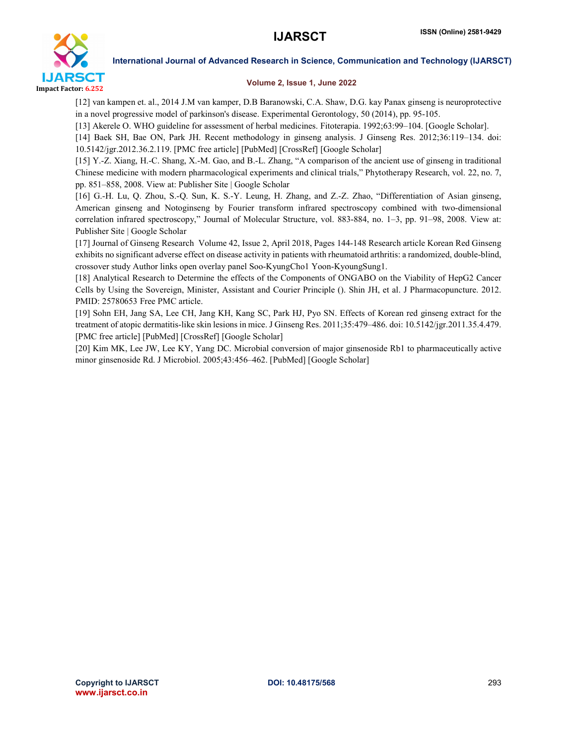[12] van kampen et. al., 2014 J.M van kamper, D.B Baranowski, C.A. Shaw, D.G. kay Panax ginseng is neuroprotective in a novel progressive model of parkinson's disease. Experimental Gerontology, 50 (2014), pp. 95-105.

[13] Akerele O. WHO guideline for assessment of herbal medicines. Fitoterapia. 1992;63:99–104. [Google Scholar].

[14] Baek SH, Bae ON, Park JH. Recent methodology in ginseng analysis. J Ginseng Res. 2012;36:119–134. doi: 10.5142/jgr.2012.36.2.119. [PMC free article] [PubMed] [CrossRef] [Google Scholar]

[15] Y.-Z. Xiang, H.-C. Shang, X.-M. Gao, and B.-L. Zhang, "A comparison of the ancient use of ginseng in traditional Chinese medicine with modern pharmacological experiments and clinical trials," Phytotherapy Research, vol. 22, no. 7, pp. 851–858, 2008. View at: Publisher Site | Google Scholar

[16] G.-H. Lu, Q. Zhou, S.-Q. Sun, K. S.-Y. Leung, H. Zhang, and Z.-Z. Zhao, "Differentiation of Asian ginseng, American ginseng and Notoginseng by Fourier transform infrared spectroscopy combined with two-dimensional correlation infrared spectroscopy," Journal of Molecular Structure, vol. 883-884, no. 1–3, pp. 91–98, 2008. View at: Publisher Site | Google Scholar

[17] Journal of Ginseng Research Volume 42, Issue 2, April 2018, Pages 144-148 Research article Korean Red Ginseng exhibits no significant adverse effect on disease activity in patients with rheumatoid arthritis: a randomized, double-blind, crossover study Author links open overlay panel Soo-KyungCho1 Yoon-KyoungSung1.

[18] Analytical Research to Determine the effects of the Components of ONGABO on the Viability of HepG2 Cancer Cells by Using the Sovereign, Minister, Assistant and Courier Principle (). Shin JH, et al. J Pharmacopuncture. 2012. PMID: 25780653 Free PMC article.

[19] Sohn EH, Jang SA, Lee CH, Jang KH, Kang SC, Park HJ, Pyo SN. Effects of Korean red ginseng extract for the treatment of atopic dermatitis-like skin lesions in mice. J Ginseng Res. 2011;35:479–486. doi: 10.5142/jgr.2011.35.4.479. [PMC free article] [PubMed] [CrossRef] [Google Scholar]

[20] Kim MK, Lee JW, Lee KY, Yang DC. Microbial conversion of major ginsenoside Rb1 to pharmaceutically active minor ginsenoside Rd. J Microbiol. 2005;43:456–462. [PubMed] [Google Scholar]